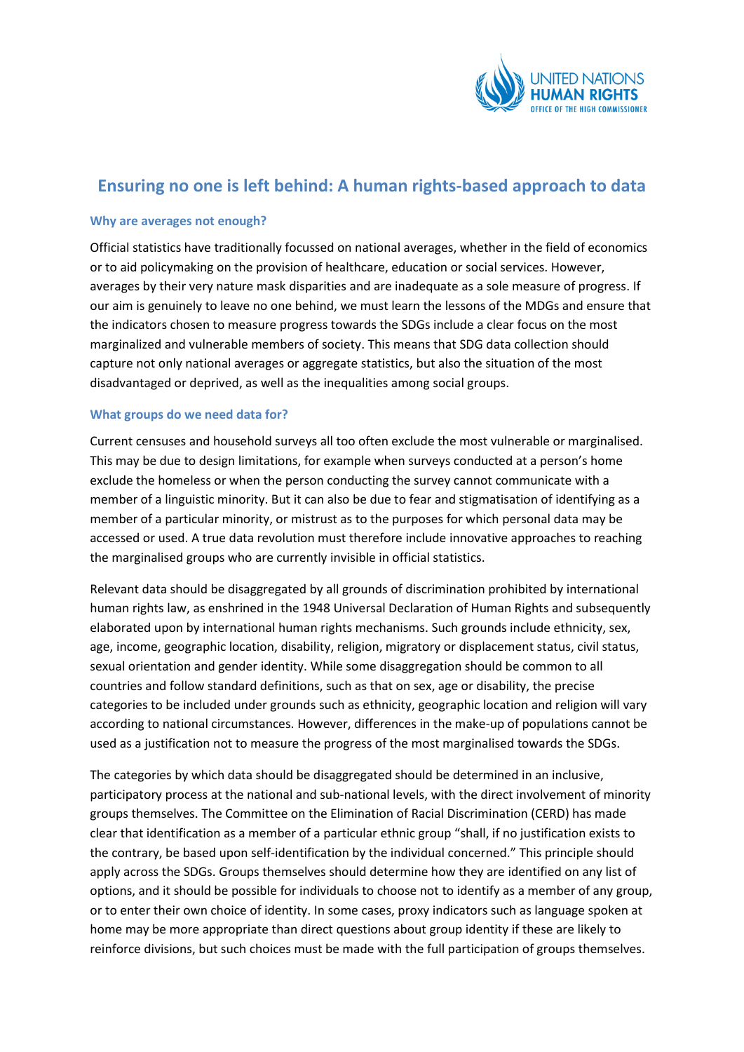# Ensuring no one is left behind: A human rights-based approach to data

## Why are averages not enough?

Official statistics have traditionally focussed on national averages, whether in the field of economics or to aid policymaking on the provision of healthcare, education or social services. However, averages by their very nature mask disparities and are inadequate as a sole measure of progress. If our aim is genuinely to leave no one behind, we must learn the lessons of the MDGs and ensure that the indicators chosen to measure progress towards the SDGs include a clear focus on the most marginalized and vulnerable members of society. This means that SDG data collection should capture not only national averages or aggregate statistics, but also the situation of the most disadvantaged or deprived, as well as the inequalities among social groups.

## What groups do we need data for?

Current censuses and household surveys all too often exclude the most vulnerable or marginalised. This may be due to design limitations, for example when surveys conducted at a person's home exclude the homeless or when the person conducting the survey cannot communicate with a member of a linguistic minority. But it can also be due to fear and stigmatisation of identifying as a member of a particular minority, or mistrust as to the purposes for which personal data may be accessed or used. A true data revolution must therefore include innovative approaches to reaching the marginalised groups who are currently invisible in official statistics.

Relevant data should be disaggregated by all grounds of discrimination prohibited by international human rights law, as enshrined in the 1948 Universal Declaration of Human Rights and subsequently elaborated upon by international human rights mechanisms. Such grounds include ethnicity, sex, age, income, geographic location, disability, religion, migratory or displacement status, civil status, sexual orientation and gender identity. While some disaggregation should be common to all countries and follow standard definitions, such as that on sex, age or disability, the precise categories to be included under grounds such as ethnicity, geographic location and religion will vary according to national circumstances. However, differences in the make-up of populations cannot be used as a justification not to measure the progress of the most marginalised towards the SDGs.

The categories by which data should be disaggregated should be determined in an inclusive, participatory process at the national and sub-national levels, with the direct involvement of minority groups themselves. The Committee on the Elimination of Racial Discrimination (CERD) has made clear that identification as a member of a particular ethnic group "shall, if no justification exists to the contrary, be based upon self-identification by the individual concerned." This principle should apply across the SDGs. Groups themselves should determine how they are identified on any list of options, and it should be possible for individuals to choose not to identify as a member of any group, or to enter their own choice of identity. In some cases, proxy indicators such as language spoken at home may be more appropriate than direct questions about group identity if these are likely to reinforce divisions, but such choices must be made with the full participation of groups themselves.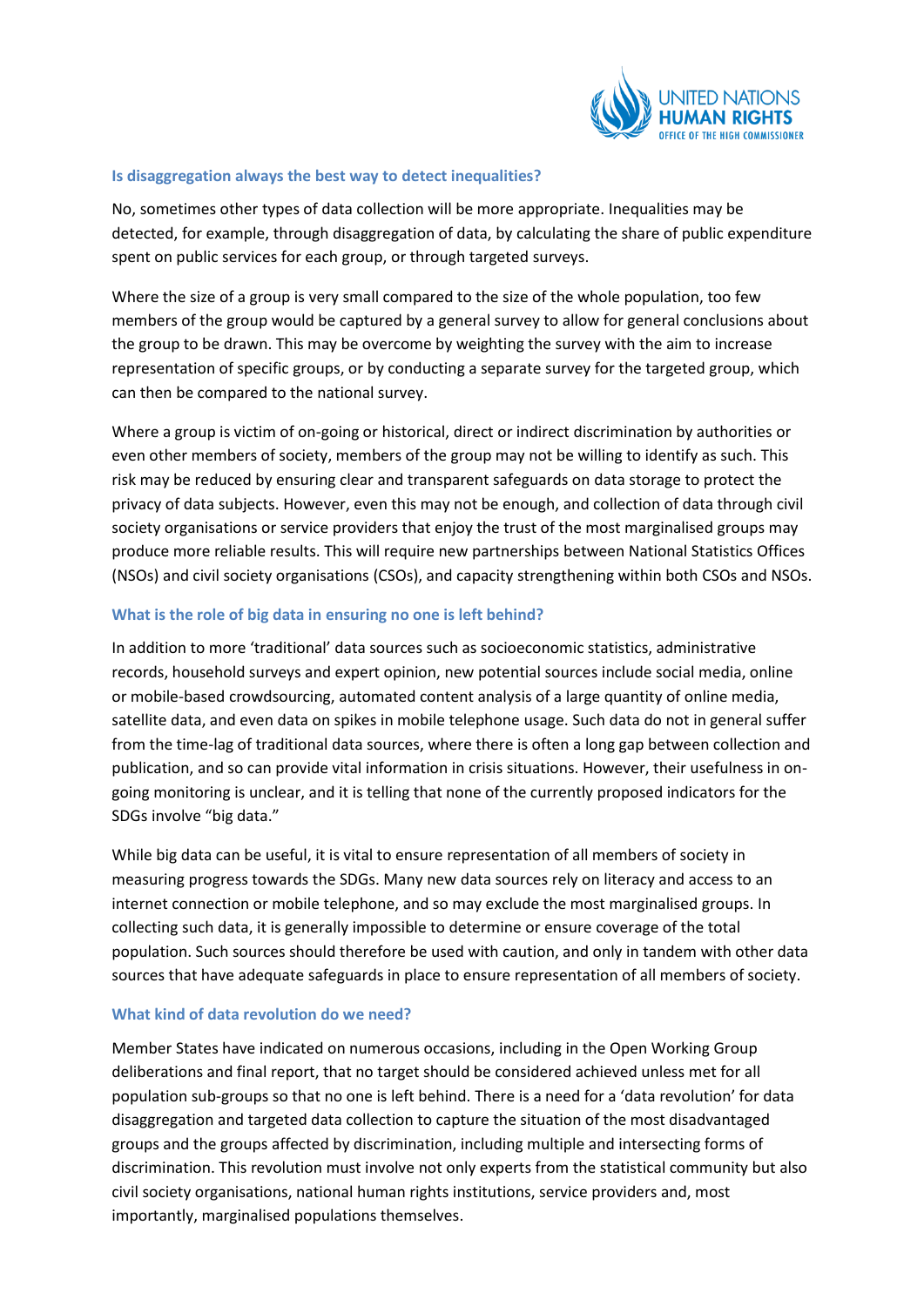### Is disaggregation always the best way to detect inequalities?

No, sometimes other types of data collection will be more appropriate. Inequalities may be detected, for example, through disaggregation of data, by calculating the share of public expenditure spent on public services for each group, or through targeted surveys.

Where the size of a group is very small compared to the size of the whole population, too few members of the group would be captured by a general survey to allow for general conclusions about the group to be drawn. This may be overcome by weighting the survey with the aim to increase representation of specific groups, or by conducting a separate survey for the targeted group, which can then be compared to the national survey.

Where a group is victim of on-going or historical, direct or indirect discrimination by authorities or even other members of society, members of the group may not be willing to identify as such. This risk may be reduced by ensuring clear and transparent safeguards on data storage to protect the privacy of data subjects. However, even this may not be enough, and collection of data through civil society organisations or service providers that enjoy the trust of the most marginalised groups may produce more reliable results. This will require new partnerships between National Statistics Offices (NSOs) and civil society organisations (CSOs), and capacity strengthening within both CSOs and NSOs.

### What is the role of big data in ensuring no one is left behind?

In addition to more 'traditional' data sources such as socioeconomic statistics, administrative records, household surveys and expert opinion, new potential sources include social media, online or mobile-based crowdsourcing, automated content analysis of a large quantity of online media, satellite data, and even data on spikes in mobile telephone usage. Such data do not in general suffer from the time-lag of traditional data sources, where there is often a long gap between collection and publication, and so can provide vital information in crisis situations. However, their usefulness in on-going monitoring is unclear, and it is telling that none of the currently proposed indicators for the SDGs involve "big data."

While big data can be useful, it is vital to ensure representation of all members of society in measuring progress towards the SDGs. Many new data sources rely on literacy and access to an internet connection or mobile telephone, and so may exclude the most marginalised groups. In collecting such data, it is generally impossible to determine or ensure coverage of the total population. Such sources should therefore be used with caution, and only in tandem with other data sources that have adequate safeguards in place to ensure representation of all members of society.

### What kind of data revolution do we need?

Member States have indicated on numerous occasions, including in the Open Working Group deliberations and final report, that no target should be considered achieved unless met for all population sub-groups so that no one is left behind. There is a need for a 'data revolution' for data disaggregation and targeted data collection to capture the situation of the most disadvantaged groups and the groups affected by discrimination, including multiple and intersecting forms of discrimination. This revolution must involve not only experts from the statistical community but also civil society organisations, national human rights institutions, service providers and, most importantly, marginalised populations themselves.